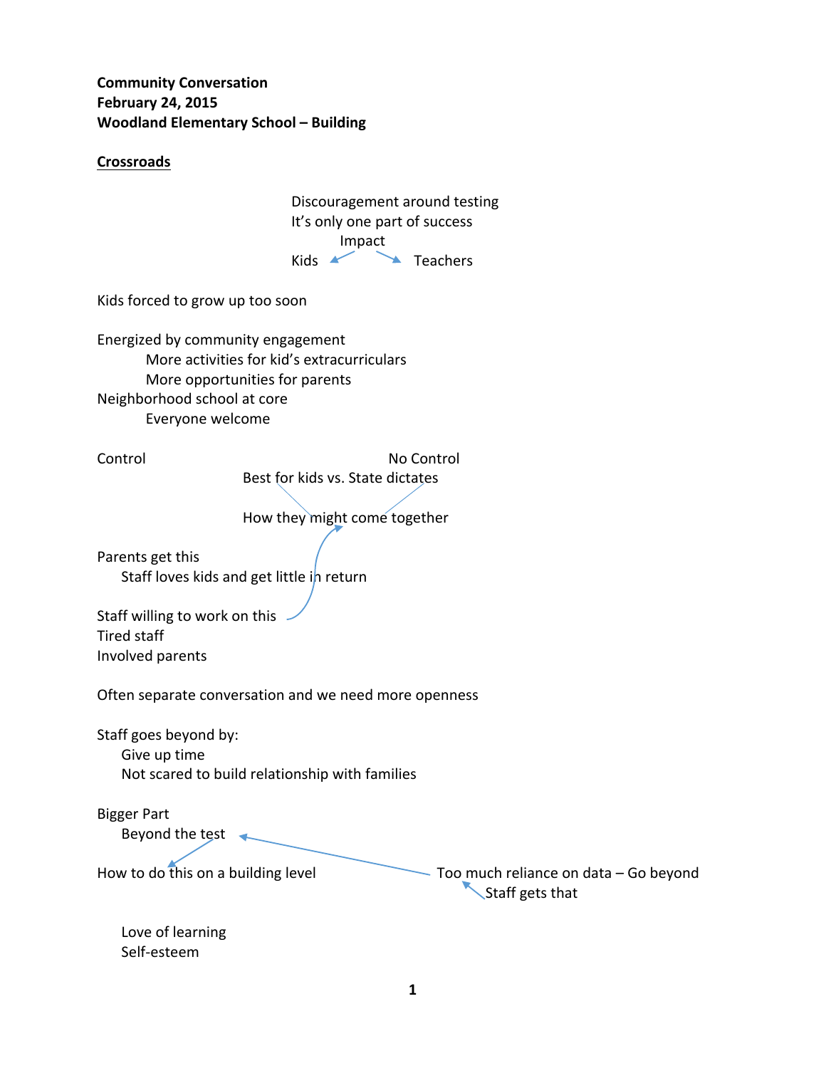**Community Conversation**
**February 24, 2015**
**Woodland Elementary School – Building**

**<u>Crossroads</u>**

Discouragement around testing
It's only one part of success
Impact
Kids ↙ ↘ Teachers

Kids forced to grow up too soon

Energized by community engagement
- More activities for kid's extracurriculars
- More opportunities for parents

Neighborhood school at core
- Everyone welcome

Control — No Control

Best for kids vs. State dictates

How they might come together

Parents get this
- Staff loves kids and get little in return

Staff willing to work on this
Tired staff
Involved parents

Often separate conversation and we need more openness

Staff goes beyond by:
- Give up time
- Not scared to build relationship with families

Bigger Part
- Beyond the test

How to do this on a building level

Too much reliance on data – Go beyond
- Staff gets that

- Love of learning
- Self-esteem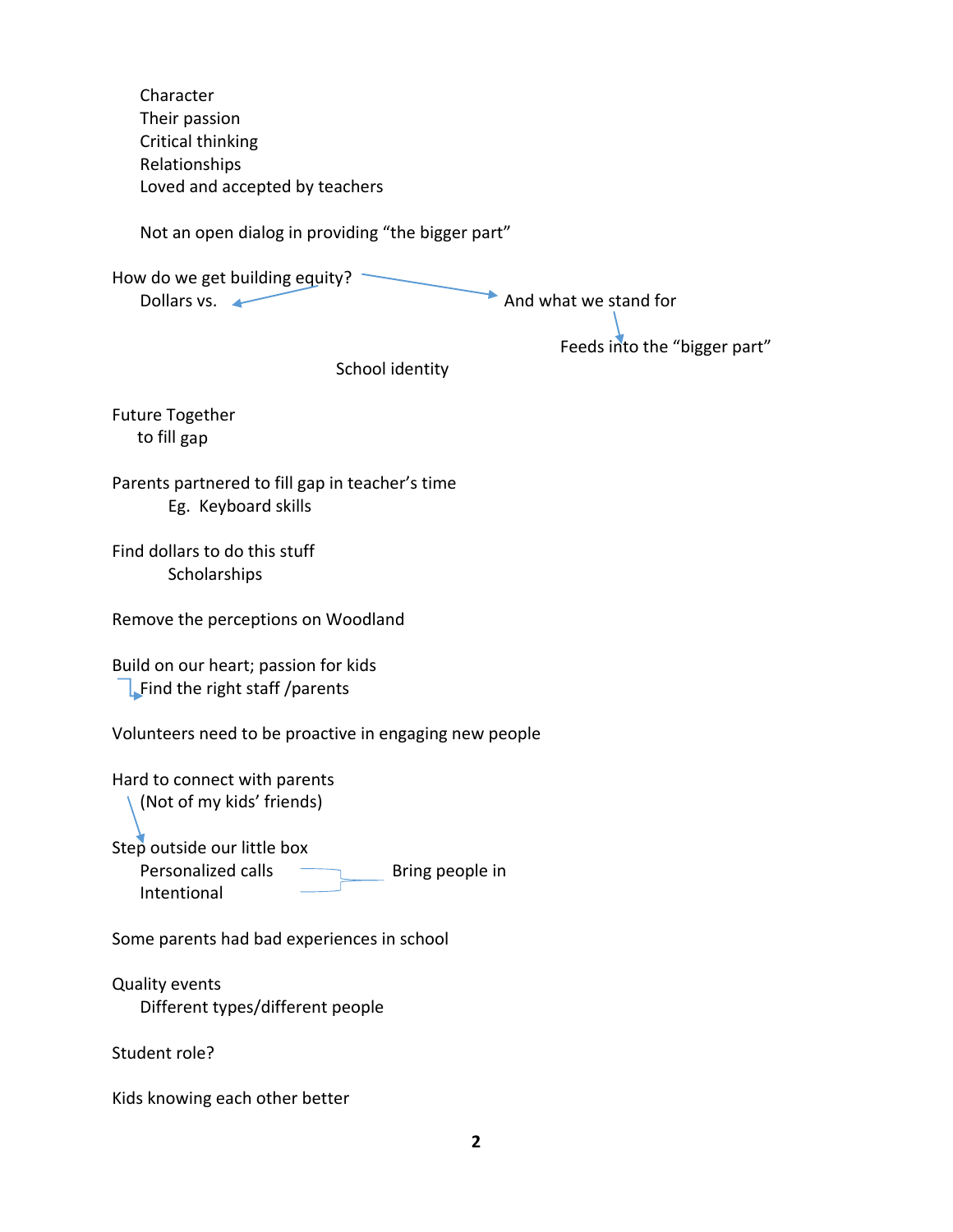Character
Their passion
Critical thinking
Relationships
Loved and accepted by teachers

Not an open dialog in providing "the bigger part"

How do we get building equity?
Dollars vs.
And what we stand for
Feeds into the "bigger part"

School identity

Future Together
to fill gap

Parents partnered to fill gap in teacher's time
Eg. Keyboard skills

Find dollars to do this stuff
Scholarships

Remove the perceptions on Woodland

Build on our heart; passion for kids
Find the right staff /parents

Volunteers need to be proactive in engaging new people

Hard to connect with parents
(Not of my kids' friends)

Step outside our little box
Personalized calls
Intentional
Bring people in

Some parents had bad experiences in school

Quality events
Different types/different people

Student role?

Kids knowing each other better